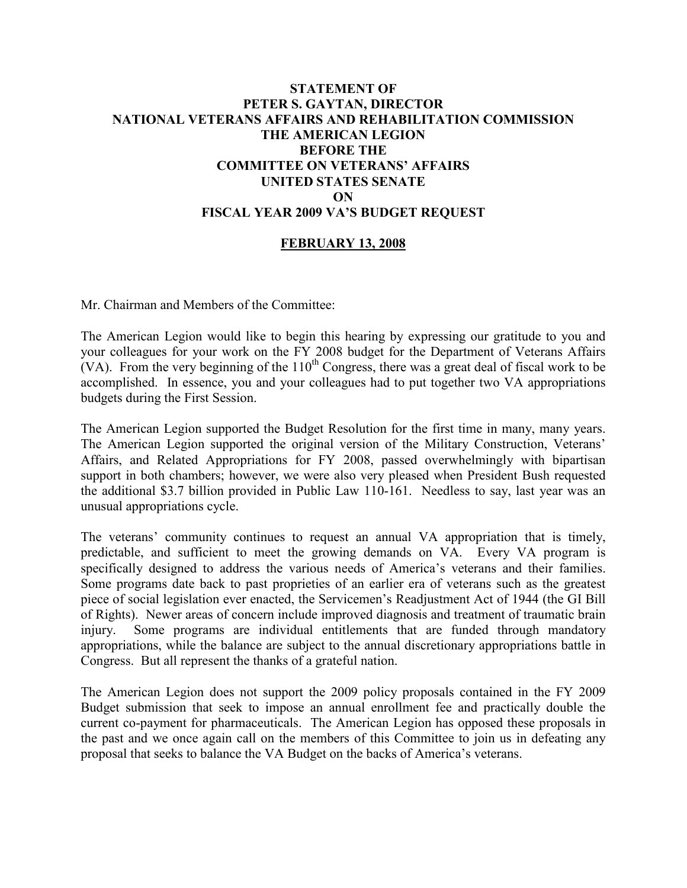# STATEMENT OF
# PETER S. GAYTAN, DIRECTOR
# NATIONAL VETERANS AFFAIRS AND REHABILITATION COMMISSION
# THE AMERICAN LEGION
# BEFORE THE
# COMMITTEE ON VETERANS' AFFAIRS
# UNITED STATES SENATE
# ON
# FISCAL YEAR 2009 VA'S BUDGET REQUEST

**FEBRUARY 13, 2008**

Mr. Chairman and Members of the Committee:

The American Legion would like to begin this hearing by expressing our gratitude to you and your colleagues for your work on the FY 2008 budget for the Department of Veterans Affairs (VA). From the very beginning of the 110th Congress, there was a great deal of fiscal work to be accomplished. In essence, you and your colleagues had to put together two VA appropriations budgets during the First Session.

The American Legion supported the Budget Resolution for the first time in many, many years. The American Legion supported the original version of the Military Construction, Veterans' Affairs, and Related Appropriations for FY 2008, passed overwhelmingly with bipartisan support in both chambers; however, we were also very pleased when President Bush requested the additional $3.7 billion provided in Public Law 110-161. Needless to say, last year was an unusual appropriations cycle.

The veterans' community continues to request an annual VA appropriation that is timely, predictable, and sufficient to meet the growing demands on VA. Every VA program is specifically designed to address the various needs of America's veterans and their families. Some programs date back to past proprieties of an earlier era of veterans such as the greatest piece of social legislation ever enacted, the Servicemen's Readjustment Act of 1944 (the GI Bill of Rights). Newer areas of concern include improved diagnosis and treatment of traumatic brain injury. Some programs are individual entitlements that are funded through mandatory appropriations, while the balance are subject to the annual discretionary appropriations battle in Congress. But all represent the thanks of a grateful nation.

The American Legion does not support the 2009 policy proposals contained in the FY 2009 Budget submission that seek to impose an annual enrollment fee and practically double the current co-payment for pharmaceuticals. The American Legion has opposed these proposals in the past and we once again call on the members of this Committee to join us in defeating any proposal that seeks to balance the VA Budget on the backs of America's veterans.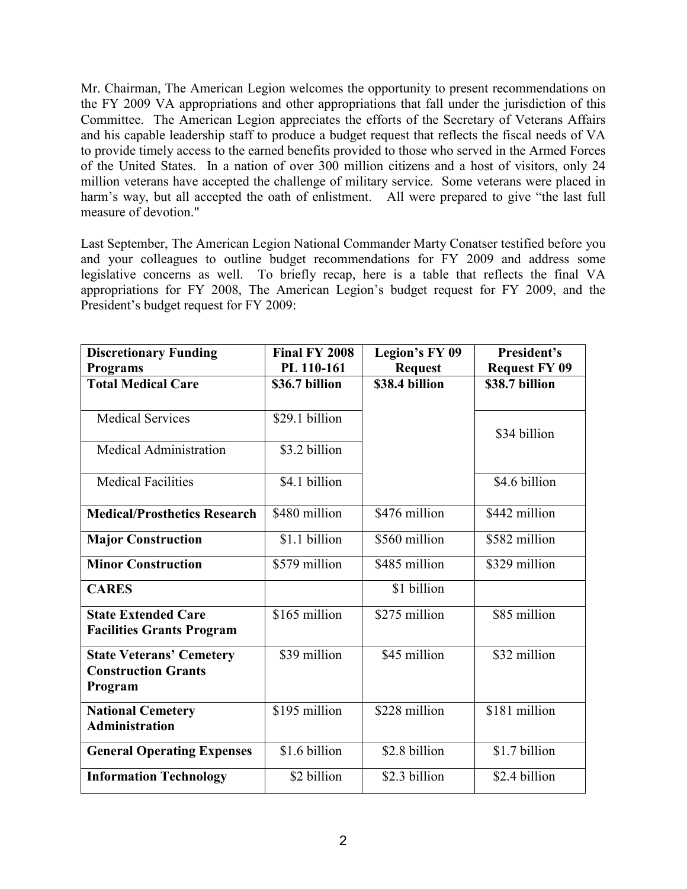Mr. Chairman, The American Legion welcomes the opportunity to present recommendations on the FY 2009 VA appropriations and other appropriations that fall under the jurisdiction of this Committee. The American Legion appreciates the efforts of the Secretary of Veterans Affairs and his capable leadership staff to produce a budget request that reflects the fiscal needs of VA to provide timely access to the earned benefits provided to those who served in the Armed Forces of the United States. In a nation of over 300 million citizens and a host of visitors, only 24 million veterans have accepted the challenge of military service. Some veterans were placed in harm's way, but all accepted the oath of enlistment. All were prepared to give "the last full measure of devotion."

Last September, The American Legion National Commander Marty Conatser testified before you and your colleagues to outline budget recommendations for FY 2009 and address some legislative concerns as well. To briefly recap, here is a table that reflects the final VA appropriations for FY 2008, The American Legion's budget request for FY 2009, and the President's budget request for FY 2009:

| Discretionary Funding Programs | Final FY 2008 PL 110-161 | Legion's FY 09 Request | President's Request FY 09 |
|---|---|---|---|
| **Total Medical Care** | **\$36.7 billion** | **\$38.4 billion** | **\$38.7 billion** |
| Medical Services | \$29.1 billion | | \$34 billion |
| Medical Administration | \$3.2 billion | | |
| Medical Facilities | \$4.1 billion | | \$4.6 billion |
| **Medical/Prosthetics Research** | \$480 million | \$476 million | \$442 million |
| **Major Construction** | \$1.1 billion | \$560 million | \$582 million |
| **Minor Construction** | \$579 million | \$485 million | \$329 million |
| **CARES** | | \$1 billion | |
| **State Extended Care Facilities Grants Program** | \$165 million | \$275 million | \$85 million |
| **State Veterans' Cemetery Construction Grants Program** | \$39 million | \$45 million | \$32 million |
| **National Cemetery Administration** | \$195 million | \$228 million | \$181 million |
| **General Operating Expenses** | \$1.6 billion | \$2.8 billion | \$1.7 billion |
| **Information Technology** | \$2 billion | \$2.3 billion | \$2.4 billion |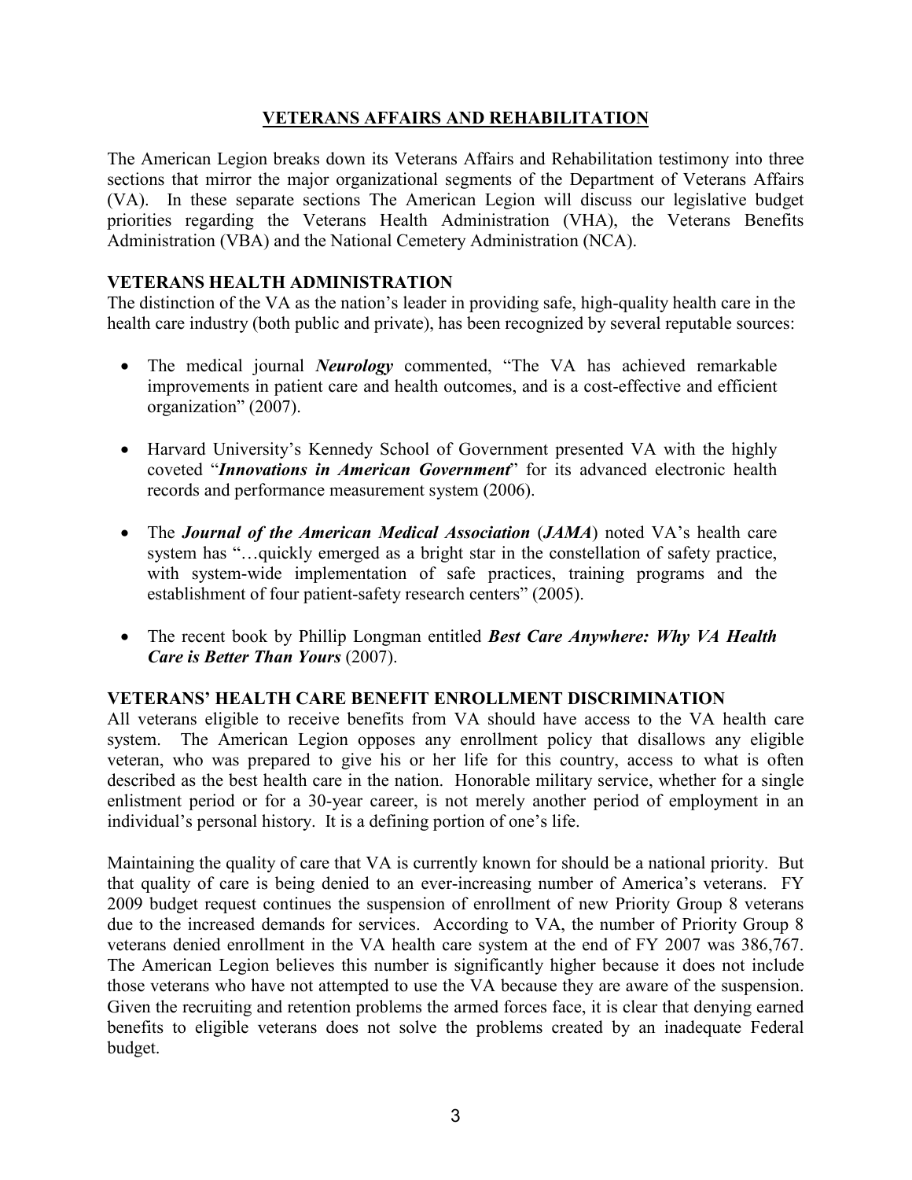## VETERANS AFFAIRS AND REHABILITATION

The American Legion breaks down its Veterans Affairs and Rehabilitation testimony into three sections that mirror the major organizational segments of the Department of Veterans Affairs (VA). In these separate sections The American Legion will discuss our legislative budget priorities regarding the Veterans Health Administration (VHA), the Veterans Benefits Administration (VBA) and the National Cemetery Administration (NCA).

### VETERANS HEALTH ADMINISTRATION

The distinction of the VA as the nation's leader in providing safe, high-quality health care in the health care industry (both public and private), has been recognized by several reputable sources:

- The medical journal ***Neurology*** commented, "The VA has achieved remarkable improvements in patient care and health outcomes, and is a cost-effective and efficient organization" (2007).
- Harvard University's Kennedy School of Government presented VA with the highly coveted "***Innovations in American Government***" for its advanced electronic health records and performance measurement system (2006).
- The ***Journal of the American Medical Association*** (***JAMA***) noted VA's health care system has "…quickly emerged as a bright star in the constellation of safety practice, with system-wide implementation of safe practices, training programs and the establishment of four patient-safety research centers" (2005).
- The recent book by Phillip Longman entitled ***Best Care Anywhere: Why VA Health Care is Better Than Yours*** (2007).

### VETERANS' HEALTH CARE BENEFIT ENROLLMENT DISCRIMINATION

All veterans eligible to receive benefits from VA should have access to the VA health care system. The American Legion opposes any enrollment policy that disallows any eligible veteran, who was prepared to give his or her life for this country, access to what is often described as the best health care in the nation. Honorable military service, whether for a single enlistment period or for a 30-year career, is not merely another period of employment in an individual's personal history. It is a defining portion of one's life.

Maintaining the quality of care that VA is currently known for should be a national priority. But that quality of care is being denied to an ever-increasing number of America's veterans. FY 2009 budget request continues the suspension of enrollment of new Priority Group 8 veterans due to the increased demands for services. According to VA, the number of Priority Group 8 veterans denied enrollment in the VA health care system at the end of FY 2007 was 386,767. The American Legion believes this number is significantly higher because it does not include those veterans who have not attempted to use the VA because they are aware of the suspension. Given the recruiting and retention problems the armed forces face, it is clear that denying earned benefits to eligible veterans does not solve the problems created by an inadequate Federal budget.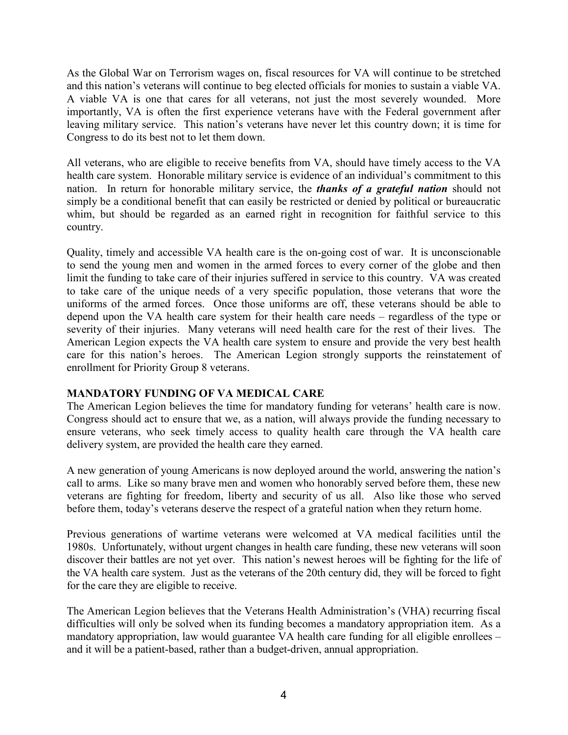As the Global War on Terrorism wages on, fiscal resources for VA will continue to be stretched and this nation's veterans will continue to beg elected officials for monies to sustain a viable VA. A viable VA is one that cares for all veterans, not just the most severely wounded. More importantly, VA is often the first experience veterans have with the Federal government after leaving military service. This nation's veterans have never let this country down; it is time for Congress to do its best not to let them down.

All veterans, who are eligible to receive benefits from VA, should have timely access to the VA health care system. Honorable military service is evidence of an individual's commitment to this nation. In return for honorable military service, the ***thanks of a grateful nation*** should not simply be a conditional benefit that can easily be restricted or denied by political or bureaucratic whim, but should be regarded as an earned right in recognition for faithful service to this country.

Quality, timely and accessible VA health care is the on-going cost of war. It is unconscionable to send the young men and women in the armed forces to every corner of the globe and then limit the funding to take care of their injuries suffered in service to this country. VA was created to take care of the unique needs of a very specific population, those veterans that wore the uniforms of the armed forces. Once those uniforms are off, these veterans should be able to depend upon the VA health care system for their health care needs – regardless of the type or severity of their injuries. Many veterans will need health care for the rest of their lives. The American Legion expects the VA health care system to ensure and provide the very best health care for this nation's heroes. The American Legion strongly supports the reinstatement of enrollment for Priority Group 8 veterans.

**MANDATORY FUNDING OF VA MEDICAL CARE**

The American Legion believes the time for mandatory funding for veterans' health care is now. Congress should act to ensure that we, as a nation, will always provide the funding necessary to ensure veterans, who seek timely access to quality health care through the VA health care delivery system, are provided the health care they earned.

A new generation of young Americans is now deployed around the world, answering the nation's call to arms. Like so many brave men and women who honorably served before them, these new veterans are fighting for freedom, liberty and security of us all. Also like those who served before them, today's veterans deserve the respect of a grateful nation when they return home.

Previous generations of wartime veterans were welcomed at VA medical facilities until the 1980s. Unfortunately, without urgent changes in health care funding, these new veterans will soon discover their battles are not yet over. This nation's newest heroes will be fighting for the life of the VA health care system. Just as the veterans of the 20th century did, they will be forced to fight for the care they are eligible to receive.

The American Legion believes that the Veterans Health Administration's (VHA) recurring fiscal difficulties will only be solved when its funding becomes a mandatory appropriation item. As a mandatory appropriation, law would guarantee VA health care funding for all eligible enrollees – and it will be a patient-based, rather than a budget-driven, annual appropriation.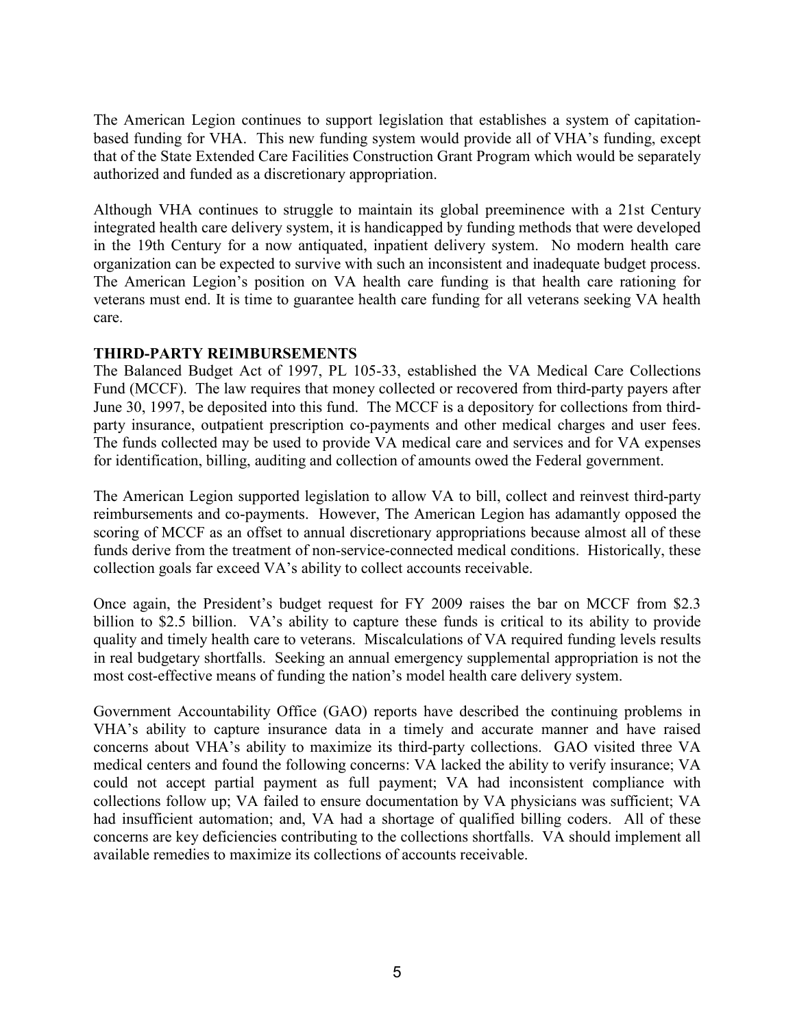The American Legion continues to support legislation that establishes a system of capitation-based funding for VHA. This new funding system would provide all of VHA's funding, except that of the State Extended Care Facilities Construction Grant Program which would be separately authorized and funded as a discretionary appropriation.

Although VHA continues to struggle to maintain its global preeminence with a 21st Century integrated health care delivery system, it is handicapped by funding methods that were developed in the 19th Century for a now antiquated, inpatient delivery system. No modern health care organization can be expected to survive with such an inconsistent and inadequate budget process. The American Legion's position on VA health care funding is that health care rationing for veterans must end. It is time to guarantee health care funding for all veterans seeking VA health care.

## THIRD-PARTY REIMBURSEMENTS

The Balanced Budget Act of 1997, PL 105-33, established the VA Medical Care Collections Fund (MCCF). The law requires that money collected or recovered from third-party payers after June 30, 1997, be deposited into this fund. The MCCF is a depository for collections from third-party insurance, outpatient prescription co-payments and other medical charges and user fees. The funds collected may be used to provide VA medical care and services and for VA expenses for identification, billing, auditing and collection of amounts owed the Federal government.

The American Legion supported legislation to allow VA to bill, collect and reinvest third-party reimbursements and co-payments. However, The American Legion has adamantly opposed the scoring of MCCF as an offset to annual discretionary appropriations because almost all of these funds derive from the treatment of non-service-connected medical conditions. Historically, these collection goals far exceed VA's ability to collect accounts receivable.

Once again, the President's budget request for FY 2009 raises the bar on MCCF from $2.3 billion to $2.5 billion. VA's ability to capture these funds is critical to its ability to provide quality and timely health care to veterans. Miscalculations of VA required funding levels results in real budgetary shortfalls. Seeking an annual emergency supplemental appropriation is not the most cost-effective means of funding the nation's model health care delivery system.

Government Accountability Office (GAO) reports have described the continuing problems in VHA's ability to capture insurance data in a timely and accurate manner and have raised concerns about VHA's ability to maximize its third-party collections. GAO visited three VA medical centers and found the following concerns: VA lacked the ability to verify insurance; VA could not accept partial payment as full payment; VA had inconsistent compliance with collections follow up; VA failed to ensure documentation by VA physicians was sufficient; VA had insufficient automation; and, VA had a shortage of qualified billing coders. All of these concerns are key deficiencies contributing to the collections shortfalls. VA should implement all available remedies to maximize its collections of accounts receivable.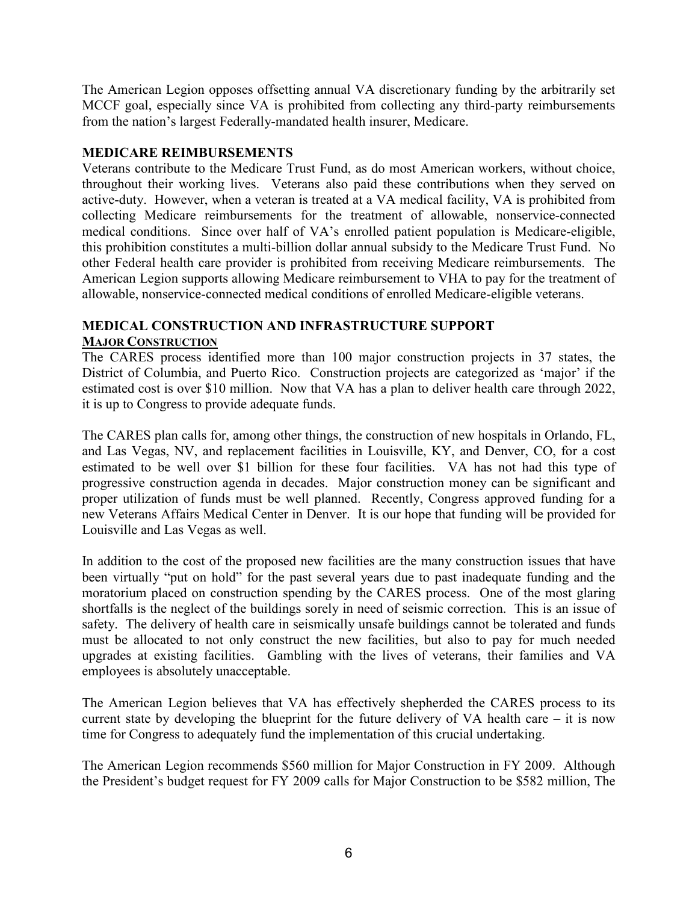The American Legion opposes offsetting annual VA discretionary funding by the arbitrarily set MCCF goal, especially since VA is prohibited from collecting any third-party reimbursements from the nation's largest Federally-mandated health insurer, Medicare.

## MEDICARE REIMBURSEMENTS

Veterans contribute to the Medicare Trust Fund, as do most American workers, without choice, throughout their working lives. Veterans also paid these contributions when they served on active-duty. However, when a veteran is treated at a VA medical facility, VA is prohibited from collecting Medicare reimbursements for the treatment of allowable, nonservice-connected medical conditions. Since over half of VA's enrolled patient population is Medicare-eligible, this prohibition constitutes a multi-billion dollar annual subsidy to the Medicare Trust Fund. No other Federal health care provider is prohibited from receiving Medicare reimbursements. The American Legion supports allowing Medicare reimbursement to VHA to pay for the treatment of allowable, nonservice-connected medical conditions of enrolled Medicare-eligible veterans.

## MEDICAL CONSTRUCTION AND INFRASTRUCTURE SUPPORT

### MAJOR CONSTRUCTION

The CARES process identified more than 100 major construction projects in 37 states, the District of Columbia, and Puerto Rico. Construction projects are categorized as 'major' if the estimated cost is over $10 million. Now that VA has a plan to deliver health care through 2022, it is up to Congress to provide adequate funds.

The CARES plan calls for, among other things, the construction of new hospitals in Orlando, FL, and Las Vegas, NV, and replacement facilities in Louisville, KY, and Denver, CO, for a cost estimated to be well over $1 billion for these four facilities. VA has not had this type of progressive construction agenda in decades. Major construction money can be significant and proper utilization of funds must be well planned. Recently, Congress approved funding for a new Veterans Affairs Medical Center in Denver. It is our hope that funding will be provided for Louisville and Las Vegas as well.

In addition to the cost of the proposed new facilities are the many construction issues that have been virtually "put on hold" for the past several years due to past inadequate funding and the moratorium placed on construction spending by the CARES process. One of the most glaring shortfalls is the neglect of the buildings sorely in need of seismic correction. This is an issue of safety. The delivery of health care in seismically unsafe buildings cannot be tolerated and funds must be allocated to not only construct the new facilities, but also to pay for much needed upgrades at existing facilities. Gambling with the lives of veterans, their families and VA employees is absolutely unacceptable.

The American Legion believes that VA has effectively shepherded the CARES process to its current state by developing the blueprint for the future delivery of VA health care – it is now time for Congress to adequately fund the implementation of this crucial undertaking.

The American Legion recommends $560 million for Major Construction in FY 2009. Although the President's budget request for FY 2009 calls for Major Construction to be $582 million, The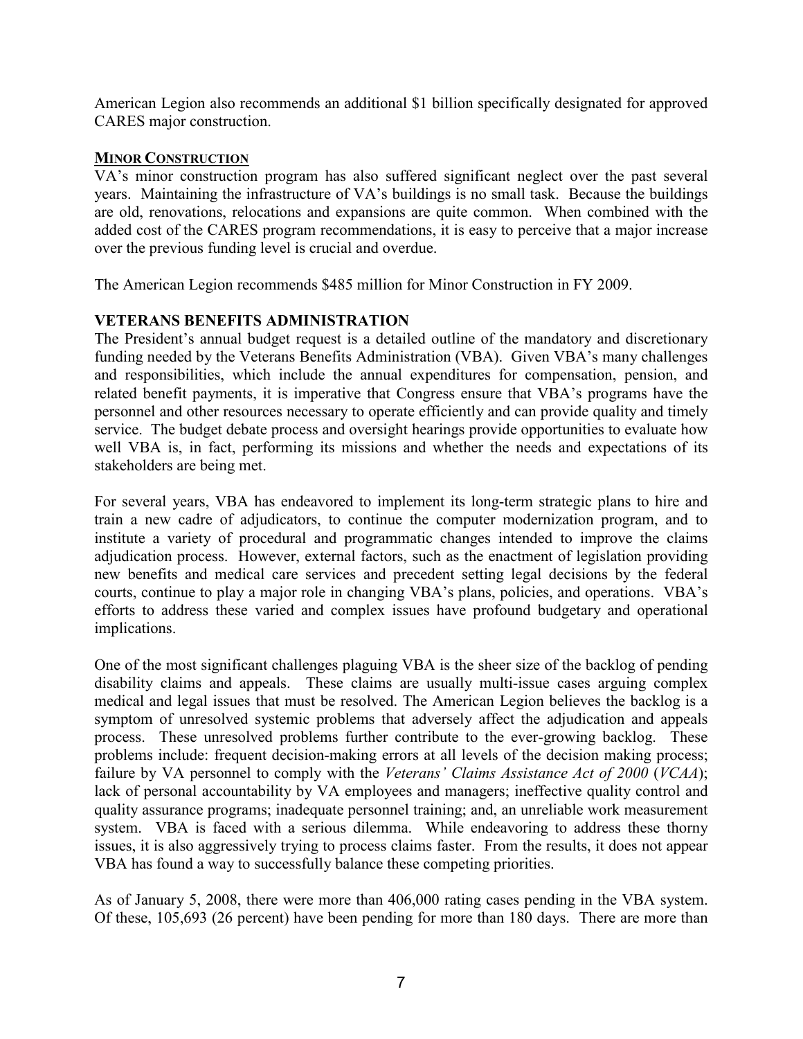American Legion also recommends an additional $1 billion specifically designated for approved CARES major construction.

### MINOR CONSTRUCTION

VA's minor construction program has also suffered significant neglect over the past several years. Maintaining the infrastructure of VA's buildings is no small task. Because the buildings are old, renovations, relocations and expansions are quite common. When combined with the added cost of the CARES program recommendations, it is easy to perceive that a major increase over the previous funding level is crucial and overdue.

The American Legion recommends $485 million for Minor Construction in FY 2009.

## VETERANS BENEFITS ADMINISTRATION

The President's annual budget request is a detailed outline of the mandatory and discretionary funding needed by the Veterans Benefits Administration (VBA). Given VBA's many challenges and responsibilities, which include the annual expenditures for compensation, pension, and related benefit payments, it is imperative that Congress ensure that VBA's programs have the personnel and other resources necessary to operate efficiently and can provide quality and timely service. The budget debate process and oversight hearings provide opportunities to evaluate how well VBA is, in fact, performing its missions and whether the needs and expectations of its stakeholders are being met.

For several years, VBA has endeavored to implement its long-term strategic plans to hire and train a new cadre of adjudicators, to continue the computer modernization program, and to institute a variety of procedural and programmatic changes intended to improve the claims adjudication process. However, external factors, such as the enactment of legislation providing new benefits and medical care services and precedent setting legal decisions by the federal courts, continue to play a major role in changing VBA's plans, policies, and operations. VBA's efforts to address these varied and complex issues have profound budgetary and operational implications.

One of the most significant challenges plaguing VBA is the sheer size of the backlog of pending disability claims and appeals. These claims are usually multi-issue cases arguing complex medical and legal issues that must be resolved. The American Legion believes the backlog is a symptom of unresolved systemic problems that adversely affect the adjudication and appeals process. These unresolved problems further contribute to the ever-growing backlog. These problems include: frequent decision-making errors at all levels of the decision making process; failure by VA personnel to comply with the *Veterans' Claims Assistance Act of 2000* (*VCAA*); lack of personal accountability by VA employees and managers; ineffective quality control and quality assurance programs; inadequate personnel training; and, an unreliable work measurement system. VBA is faced with a serious dilemma. While endeavoring to address these thorny issues, it is also aggressively trying to process claims faster. From the results, it does not appear VBA has found a way to successfully balance these competing priorities.

As of January 5, 2008, there were more than 406,000 rating cases pending in the VBA system. Of these, 105,693 (26 percent) have been pending for more than 180 days. There are more than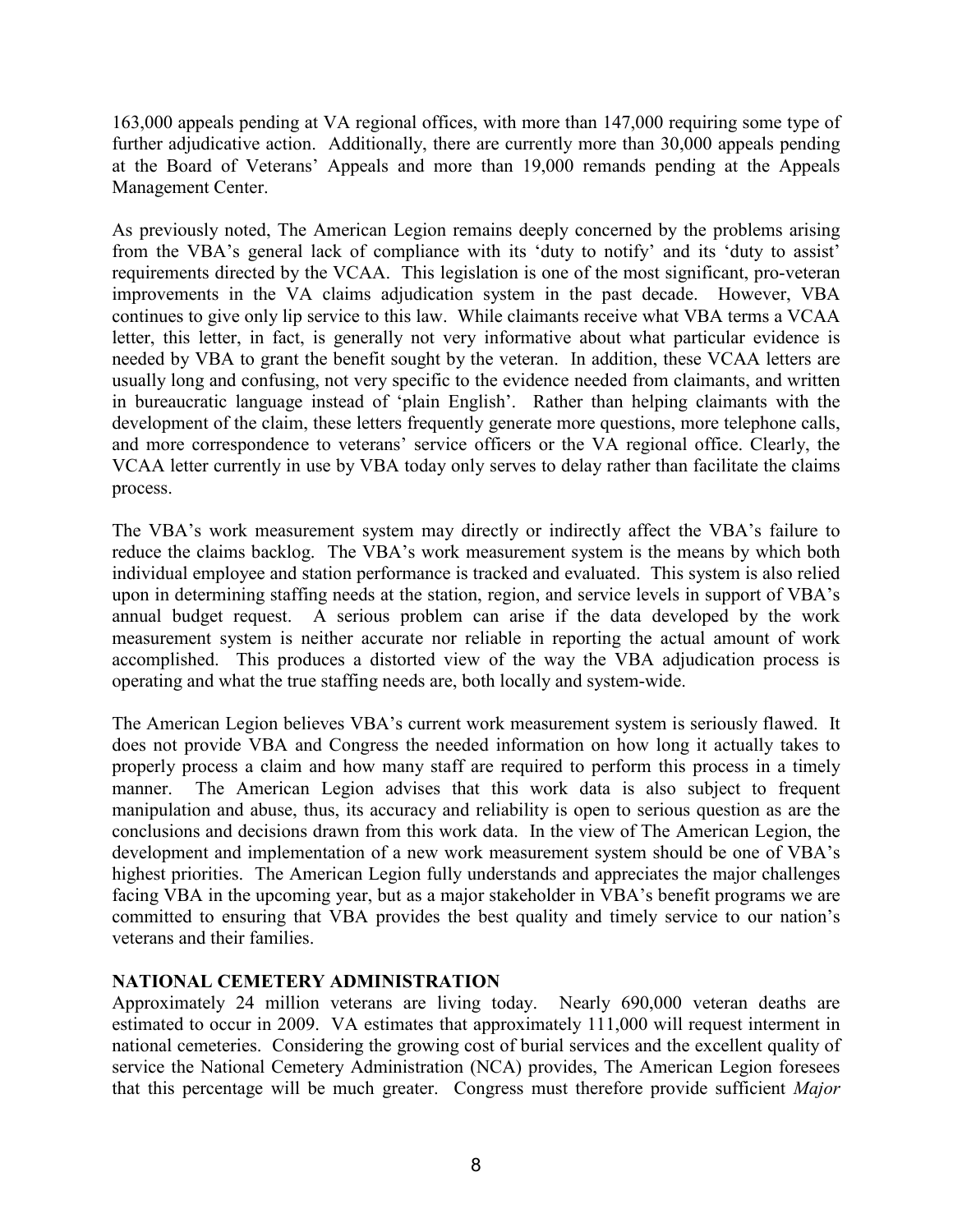163,000 appeals pending at VA regional offices, with more than 147,000 requiring some type of further adjudicative action. Additionally, there are currently more than 30,000 appeals pending at the Board of Veterans' Appeals and more than 19,000 remands pending at the Appeals Management Center.

As previously noted, The American Legion remains deeply concerned by the problems arising from the VBA's general lack of compliance with its 'duty to notify' and its 'duty to assist' requirements directed by the VCAA. This legislation is one of the most significant, pro-veteran improvements in the VA claims adjudication system in the past decade. However, VBA continues to give only lip service to this law. While claimants receive what VBA terms a VCAA letter, this letter, in fact, is generally not very informative about what particular evidence is needed by VBA to grant the benefit sought by the veteran. In addition, these VCAA letters are usually long and confusing, not very specific to the evidence needed from claimants, and written in bureaucratic language instead of 'plain English'. Rather than helping claimants with the development of the claim, these letters frequently generate more questions, more telephone calls, and more correspondence to veterans' service officers or the VA regional office. Clearly, the VCAA letter currently in use by VBA today only serves to delay rather than facilitate the claims process.

The VBA's work measurement system may directly or indirectly affect the VBA's failure to reduce the claims backlog. The VBA's work measurement system is the means by which both individual employee and station performance is tracked and evaluated. This system is also relied upon in determining staffing needs at the station, region, and service levels in support of VBA's annual budget request. A serious problem can arise if the data developed by the work measurement system is neither accurate nor reliable in reporting the actual amount of work accomplished. This produces a distorted view of the way the VBA adjudication process is operating and what the true staffing needs are, both locally and system-wide.

The American Legion believes VBA's current work measurement system is seriously flawed. It does not provide VBA and Congress the needed information on how long it actually takes to properly process a claim and how many staff are required to perform this process in a timely manner. The American Legion advises that this work data is also subject to frequent manipulation and abuse, thus, its accuracy and reliability is open to serious question as are the conclusions and decisions drawn from this work data. In the view of The American Legion, the development and implementation of a new work measurement system should be one of VBA's highest priorities. The American Legion fully understands and appreciates the major challenges facing VBA in the upcoming year, but as a major stakeholder in VBA's benefit programs we are committed to ensuring that VBA provides the best quality and timely service to our nation's veterans and their families.

**NATIONAL CEMETERY ADMINISTRATION**

Approximately 24 million veterans are living today. Nearly 690,000 veteran deaths are estimated to occur in 2009. VA estimates that approximately 111,000 will request interment in national cemeteries. Considering the growing cost of burial services and the excellent quality of service the National Cemetery Administration (NCA) provides, The American Legion foresees that this percentage will be much greater. Congress must therefore provide sufficient *Major*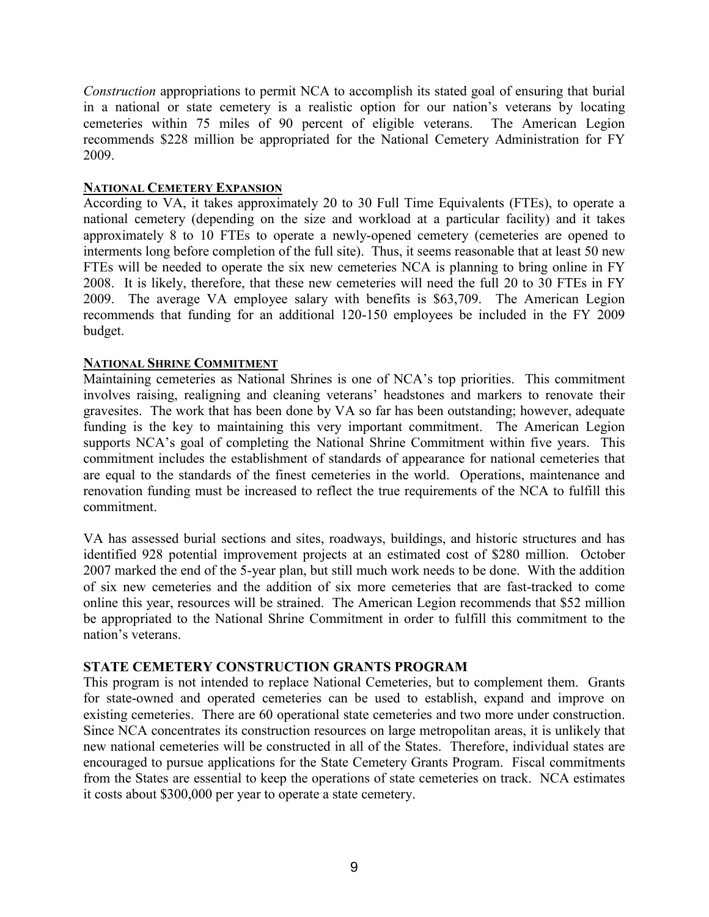*Construction* appropriations to permit NCA to accomplish its stated goal of ensuring that burial in a national or state cemetery is a realistic option for our nation's veterans by locating cemeteries within 75 miles of 90 percent of eligible veterans. The American Legion recommends $228 million be appropriated for the National Cemetery Administration for FY 2009.

### NATIONAL CEMETERY EXPANSION

According to VA, it takes approximately 20 to 30 Full Time Equivalents (FTEs), to operate a national cemetery (depending on the size and workload at a particular facility) and it takes approximately 8 to 10 FTEs to operate a newly-opened cemetery (cemeteries are opened to interments long before completion of the full site). Thus, it seems reasonable that at least 50 new FTEs will be needed to operate the six new cemeteries NCA is planning to bring online in FY 2008. It is likely, therefore, that these new cemeteries will need the full 20 to 30 FTEs in FY 2009. The average VA employee salary with benefits is $63,709. The American Legion recommends that funding for an additional 120-150 employees be included in the FY 2009 budget.

### NATIONAL SHRINE COMMITMENT

Maintaining cemeteries as National Shrines is one of NCA's top priorities. This commitment involves raising, realigning and cleaning veterans' headstones and markers to renovate their gravesites. The work that has been done by VA so far has been outstanding; however, adequate funding is the key to maintaining this very important commitment. The American Legion supports NCA's goal of completing the National Shrine Commitment within five years. This commitment includes the establishment of standards of appearance for national cemeteries that are equal to the standards of the finest cemeteries in the world. Operations, maintenance and renovation funding must be increased to reflect the true requirements of the NCA to fulfill this commitment.

VA has assessed burial sections and sites, roadways, buildings, and historic structures and has identified 928 potential improvement projects at an estimated cost of $280 million. October 2007 marked the end of the 5-year plan, but still much work needs to be done. With the addition of six new cemeteries and the addition of six more cemeteries that are fast-tracked to come online this year, resources will be strained. The American Legion recommends that $52 million be appropriated to the National Shrine Commitment in order to fulfill this commitment to the nation's veterans.

## STATE CEMETERY CONSTRUCTION GRANTS PROGRAM

This program is not intended to replace National Cemeteries, but to complement them. Grants for state-owned and operated cemeteries can be used to establish, expand and improve on existing cemeteries. There are 60 operational state cemeteries and two more under construction. Since NCA concentrates its construction resources on large metropolitan areas, it is unlikely that new national cemeteries will be constructed in all of the States. Therefore, individual states are encouraged to pursue applications for the State Cemetery Grants Program. Fiscal commitments from the States are essential to keep the operations of state cemeteries on track. NCA estimates it costs about $300,000 per year to operate a state cemetery.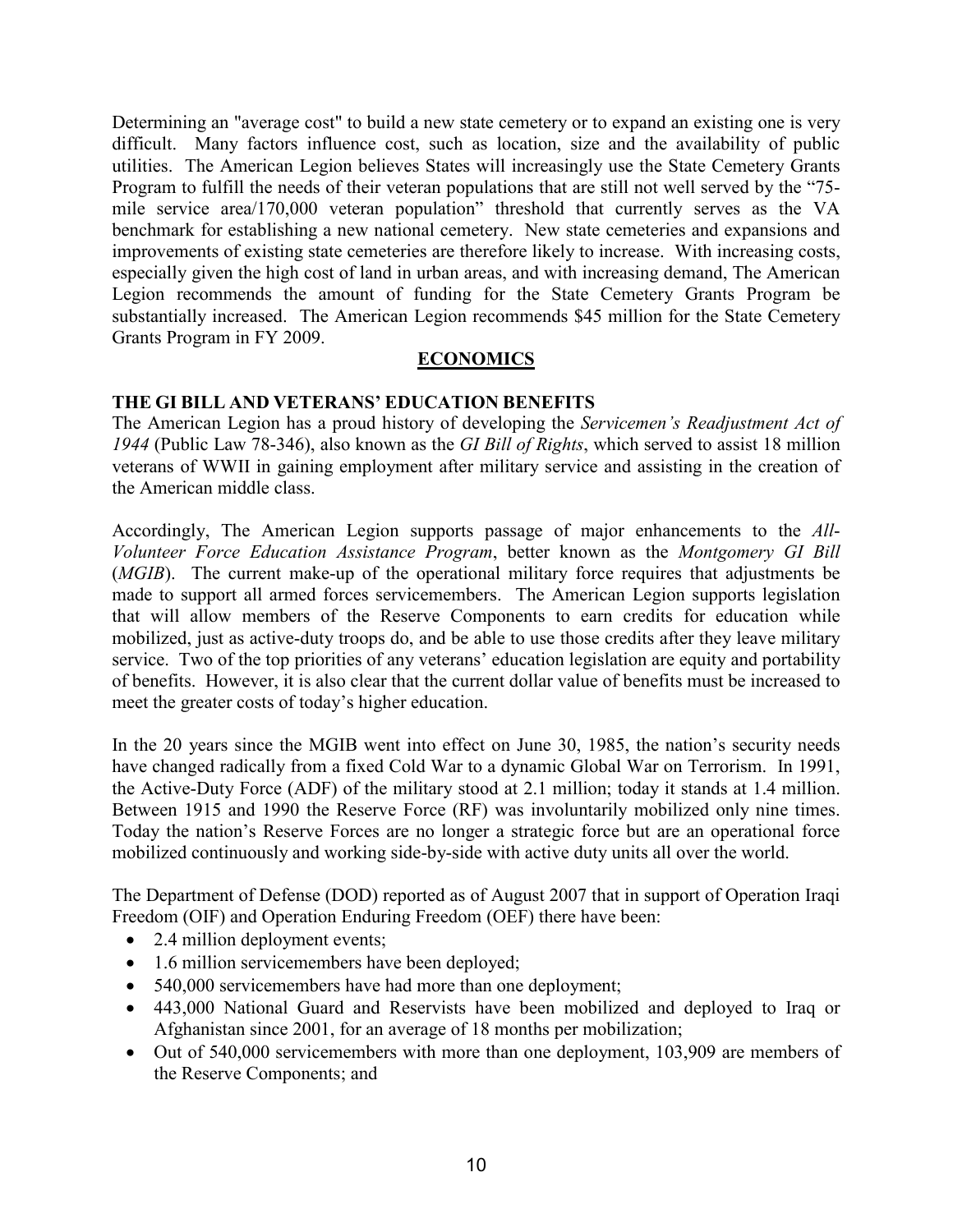Determining an "average cost" to build a new state cemetery or to expand an existing one is very difficult. Many factors influence cost, such as location, size and the availability of public utilities. The American Legion believes States will increasingly use the State Cemetery Grants Program to fulfill the needs of their veteran populations that are still not well served by the "75-mile service area/170,000 veteran population" threshold that currently serves as the VA benchmark for establishing a new national cemetery. New state cemeteries and expansions and improvements of existing state cemeteries are therefore likely to increase. With increasing costs, especially given the high cost of land in urban areas, and with increasing demand, The American Legion recommends the amount of funding for the State Cemetery Grants Program be substantially increased. The American Legion recommends $45 million for the State Cemetery Grants Program in FY 2009.

## ECONOMICS

### THE GI BILL AND VETERANS' EDUCATION BENEFITS

The American Legion has a proud history of developing the *Servicemen's Readjustment Act of 1944* (Public Law 78-346), also known as the *GI Bill of Rights*, which served to assist 18 million veterans of WWII in gaining employment after military service and assisting in the creation of the American middle class.

Accordingly, The American Legion supports passage of major enhancements to the *All-Volunteer Force Education Assistance Program*, better known as the *Montgomery GI Bill* (*MGIB*). The current make-up of the operational military force requires that adjustments be made to support all armed forces servicemembers. The American Legion supports legislation that will allow members of the Reserve Components to earn credits for education while mobilized, just as active-duty troops do, and be able to use those credits after they leave military service. Two of the top priorities of any veterans' education legislation are equity and portability of benefits. However, it is also clear that the current dollar value of benefits must be increased to meet the greater costs of today's higher education.

In the 20 years since the MGIB went into effect on June 30, 1985, the nation's security needs have changed radically from a fixed Cold War to a dynamic Global War on Terrorism. In 1991, the Active-Duty Force (ADF) of the military stood at 2.1 million; today it stands at 1.4 million. Between 1915 and 1990 the Reserve Force (RF) was involuntarily mobilized only nine times. Today the nation's Reserve Forces are no longer a strategic force but are an operational force mobilized continuously and working side-by-side with active duty units all over the world.

The Department of Defense (DOD) reported as of August 2007 that in support of Operation Iraqi Freedom (OIF) and Operation Enduring Freedom (OEF) there have been:

- 2.4 million deployment events;
- 1.6 million servicemembers have been deployed;
- 540,000 servicemembers have had more than one deployment;
- 443,000 National Guard and Reservists have been mobilized and deployed to Iraq or Afghanistan since 2001, for an average of 18 months per mobilization;
- Out of 540,000 servicemembers with more than one deployment, 103,909 are members of the Reserve Components; and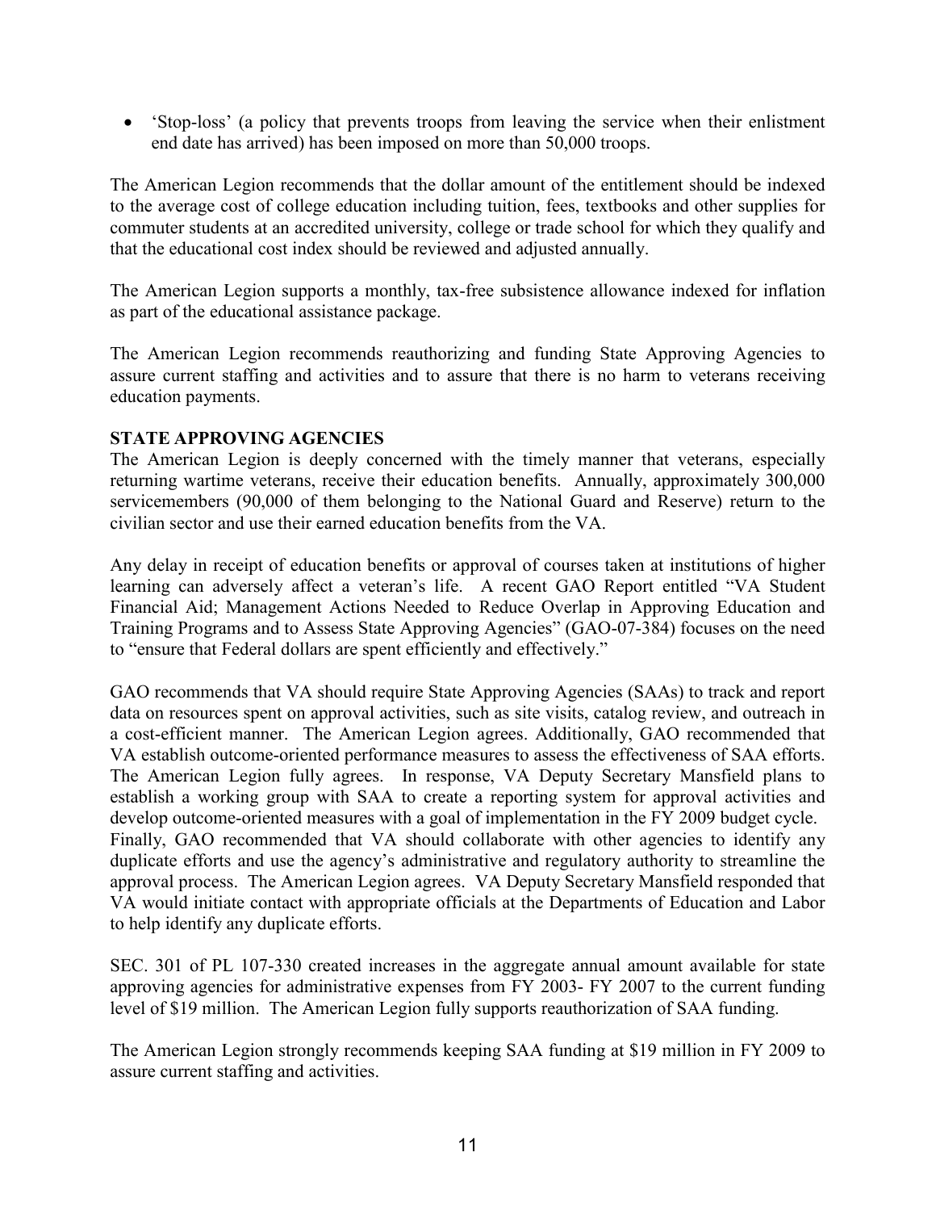- 'Stop-loss' (a policy that prevents troops from leaving the service when their enlistment end date has arrived) has been imposed on more than 50,000 troops.

The American Legion recommends that the dollar amount of the entitlement should be indexed to the average cost of college education including tuition, fees, textbooks and other supplies for commuter students at an accredited university, college or trade school for which they qualify and that the educational cost index should be reviewed and adjusted annually.

The American Legion supports a monthly, tax-free subsistence allowance indexed for inflation as part of the educational assistance package.

The American Legion recommends reauthorizing and funding State Approving Agencies to assure current staffing and activities and to assure that there is no harm to veterans receiving education payments.

**STATE APPROVING AGENCIES**

The American Legion is deeply concerned with the timely manner that veterans, especially returning wartime veterans, receive their education benefits. Annually, approximately 300,000 servicemembers (90,000 of them belonging to the National Guard and Reserve) return to the civilian sector and use their earned education benefits from the VA.

Any delay in receipt of education benefits or approval of courses taken at institutions of higher learning can adversely affect a veteran's life. A recent GAO Report entitled "VA Student Financial Aid; Management Actions Needed to Reduce Overlap in Approving Education and Training Programs and to Assess State Approving Agencies" (GAO-07-384) focuses on the need to "ensure that Federal dollars are spent efficiently and effectively."

GAO recommends that VA should require State Approving Agencies (SAAs) to track and report data on resources spent on approval activities, such as site visits, catalog review, and outreach in a cost-efficient manner. The American Legion agrees. Additionally, GAO recommended that VA establish outcome-oriented performance measures to assess the effectiveness of SAA efforts. The American Legion fully agrees. In response, VA Deputy Secretary Mansfield plans to establish a working group with SAA to create a reporting system for approval activities and develop outcome-oriented measures with a goal of implementation in the FY 2009 budget cycle. Finally, GAO recommended that VA should collaborate with other agencies to identify any duplicate efforts and use the agency's administrative and regulatory authority to streamline the approval process. The American Legion agrees. VA Deputy Secretary Mansfield responded that VA would initiate contact with appropriate officials at the Departments of Education and Labor to help identify any duplicate efforts.

SEC. 301 of PL 107-330 created increases in the aggregate annual amount available for state approving agencies for administrative expenses from FY 2003- FY 2007 to the current funding level of $19 million. The American Legion fully supports reauthorization of SAA funding.

The American Legion strongly recommends keeping SAA funding at $19 million in FY 2009 to assure current staffing and activities.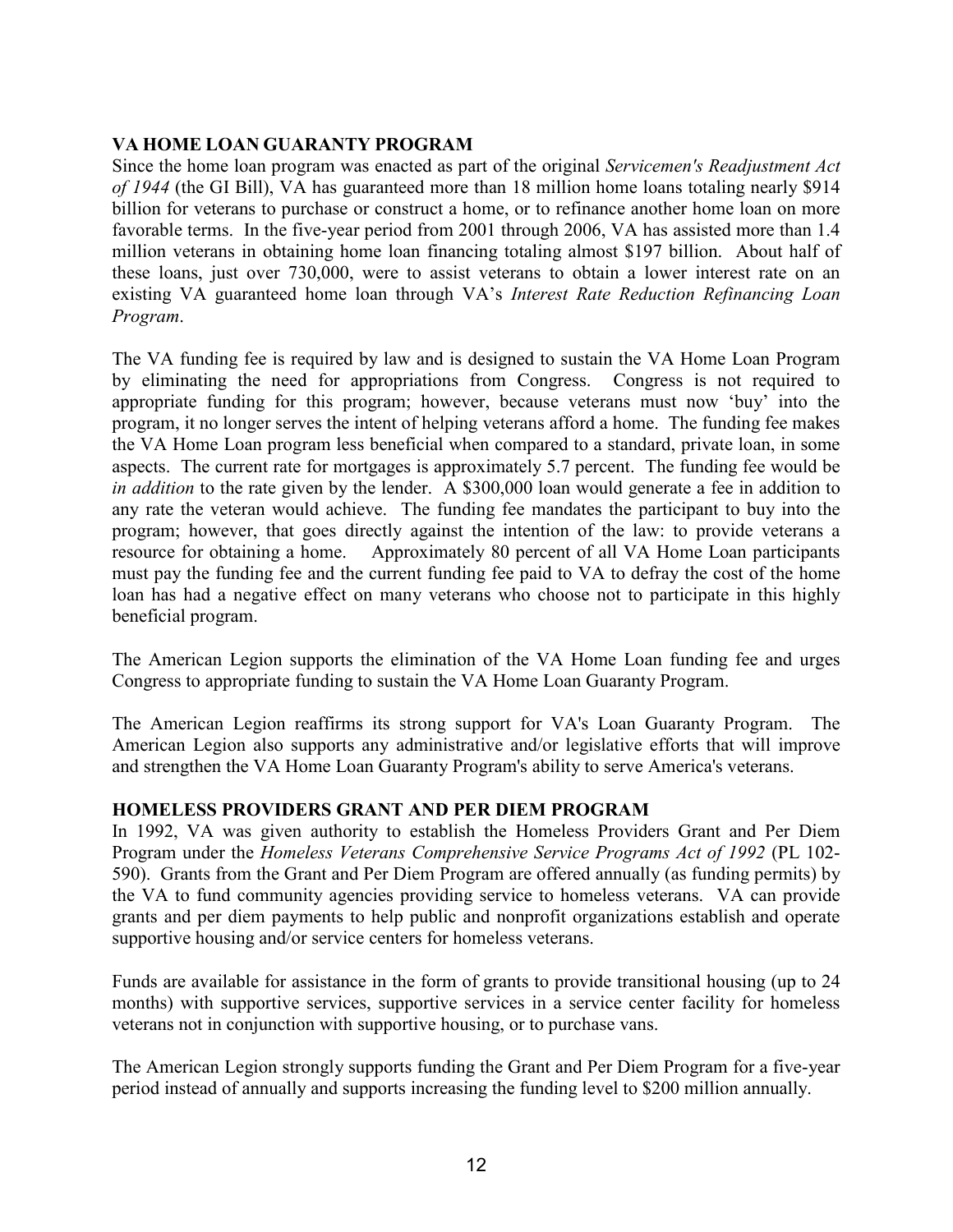## VA HOME LOAN GUARANTY PROGRAM

Since the home loan program was enacted as part of the original *Servicemen's Readjustment Act of 1944* (the GI Bill), VA has guaranteed more than 18 million home loans totaling nearly $914 billion for veterans to purchase or construct a home, or to refinance another home loan on more favorable terms. In the five-year period from 2001 through 2006, VA has assisted more than 1.4 million veterans in obtaining home loan financing totaling almost $197 billion. About half of these loans, just over 730,000, were to assist veterans to obtain a lower interest rate on an existing VA guaranteed home loan through VA's *Interest Rate Reduction Refinancing Loan Program*.

The VA funding fee is required by law and is designed to sustain the VA Home Loan Program by eliminating the need for appropriations from Congress. Congress is not required to appropriate funding for this program; however, because veterans must now 'buy' into the program, it no longer serves the intent of helping veterans afford a home. The funding fee makes the VA Home Loan program less beneficial when compared to a standard, private loan, in some aspects. The current rate for mortgages is approximately 5.7 percent. The funding fee would be *in addition* to the rate given by the lender. A $300,000 loan would generate a fee in addition to any rate the veteran would achieve. The funding fee mandates the participant to buy into the program; however, that goes directly against the intention of the law: to provide veterans a resource for obtaining a home. Approximately 80 percent of all VA Home Loan participants must pay the funding fee and the current funding fee paid to VA to defray the cost of the home loan has had a negative effect on many veterans who choose not to participate in this highly beneficial program.

The American Legion supports the elimination of the VA Home Loan funding fee and urges Congress to appropriate funding to sustain the VA Home Loan Guaranty Program.

The American Legion reaffirms its strong support for VA's Loan Guaranty Program. The American Legion also supports any administrative and/or legislative efforts that will improve and strengthen the VA Home Loan Guaranty Program's ability to serve America's veterans.

## HOMELESS PROVIDERS GRANT AND PER DIEM PROGRAM

In 1992, VA was given authority to establish the Homeless Providers Grant and Per Diem Program under the *Homeless Veterans Comprehensive Service Programs Act of 1992* (PL 102-590). Grants from the Grant and Per Diem Program are offered annually (as funding permits) by the VA to fund community agencies providing service to homeless veterans. VA can provide grants and per diem payments to help public and nonprofit organizations establish and operate supportive housing and/or service centers for homeless veterans.

Funds are available for assistance in the form of grants to provide transitional housing (up to 24 months) with supportive services, supportive services in a service center facility for homeless veterans not in conjunction with supportive housing, or to purchase vans.

The American Legion strongly supports funding the Grant and Per Diem Program for a five-year period instead of annually and supports increasing the funding level to $200 million annually.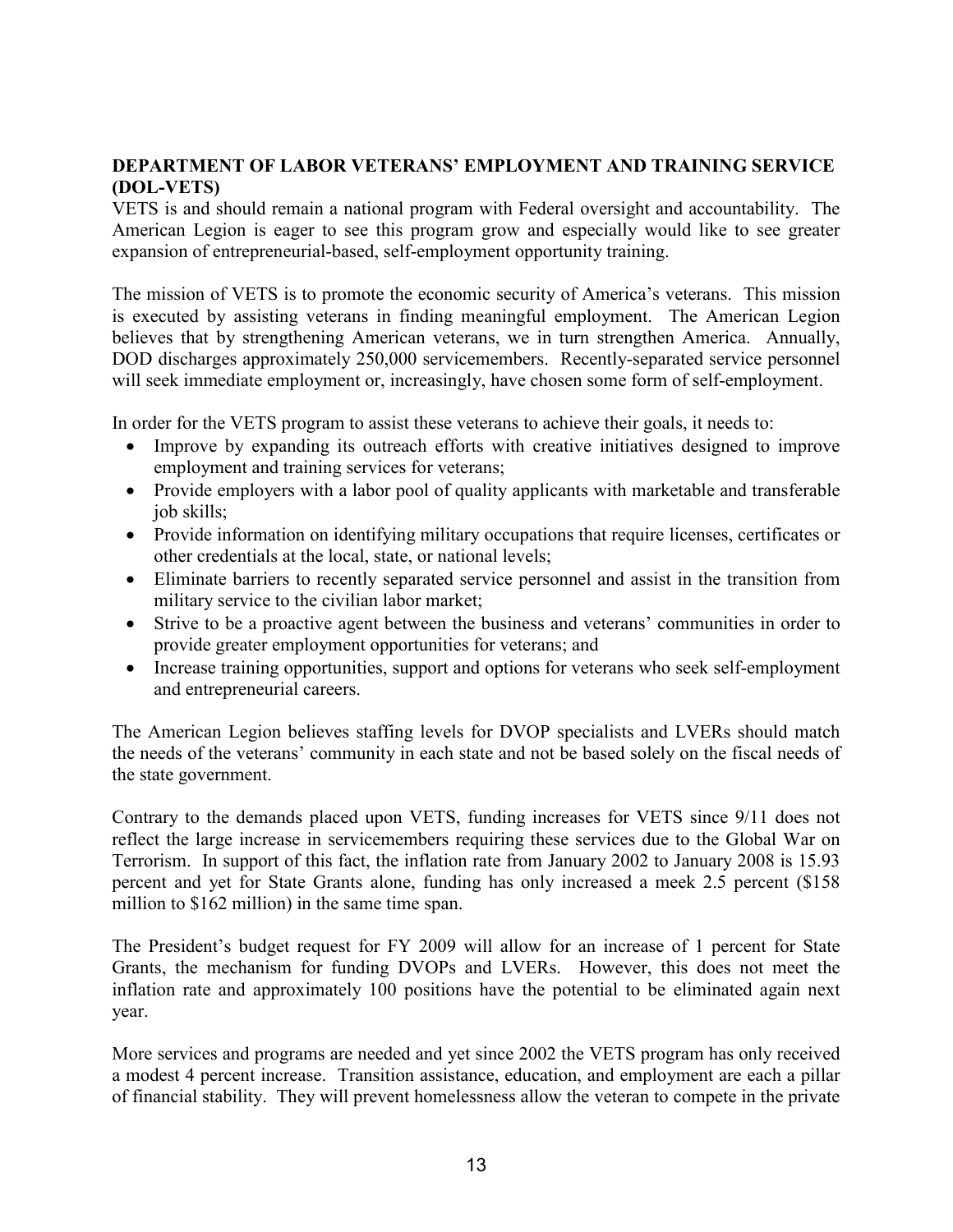## DEPARTMENT OF LABOR VETERANS' EMPLOYMENT AND TRAINING SERVICE (DOL-VETS)

VETS is and should remain a national program with Federal oversight and accountability. The American Legion is eager to see this program grow and especially would like to see greater expansion of entrepreneurial-based, self-employment opportunity training.

The mission of VETS is to promote the economic security of America's veterans. This mission is executed by assisting veterans in finding meaningful employment. The American Legion believes that by strengthening American veterans, we in turn strengthen America. Annually, DOD discharges approximately 250,000 servicemembers. Recently-separated service personnel will seek immediate employment or, increasingly, have chosen some form of self-employment.

In order for the VETS program to assist these veterans to achieve their goals, it needs to:

- Improve by expanding its outreach efforts with creative initiatives designed to improve employment and training services for veterans;
- Provide employers with a labor pool of quality applicants with marketable and transferable job skills;
- Provide information on identifying military occupations that require licenses, certificates or other credentials at the local, state, or national levels;
- Eliminate barriers to recently separated service personnel and assist in the transition from military service to the civilian labor market;
- Strive to be a proactive agent between the business and veterans' communities in order to provide greater employment opportunities for veterans; and
- Increase training opportunities, support and options for veterans who seek self-employment and entrepreneurial careers.

The American Legion believes staffing levels for DVOP specialists and LVERs should match the needs of the veterans' community in each state and not be based solely on the fiscal needs of the state government.

Contrary to the demands placed upon VETS, funding increases for VETS since 9/11 does not reflect the large increase in servicemembers requiring these services due to the Global War on Terrorism. In support of this fact, the inflation rate from January 2002 to January 2008 is 15.93 percent and yet for State Grants alone, funding has only increased a meek 2.5 percent ($158 million to $162 million) in the same time span.

The President's budget request for FY 2009 will allow for an increase of 1 percent for State Grants, the mechanism for funding DVOPs and LVERs. However, this does not meet the inflation rate and approximately 100 positions have the potential to be eliminated again next year.

More services and programs are needed and yet since 2002 the VETS program has only received a modest 4 percent increase. Transition assistance, education, and employment are each a pillar of financial stability. They will prevent homelessness allow the veteran to compete in the private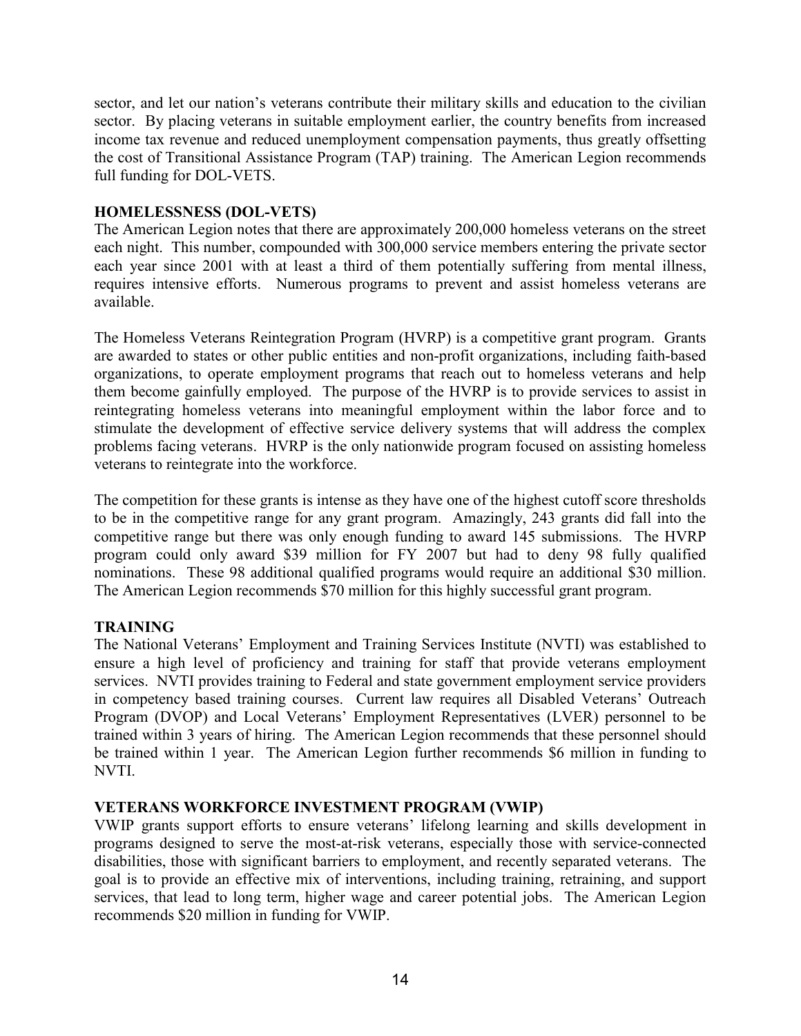sector, and let our nation's veterans contribute their military skills and education to the civilian sector. By placing veterans in suitable employment earlier, the country benefits from increased income tax revenue and reduced unemployment compensation payments, thus greatly offsetting the cost of Transitional Assistance Program (TAP) training. The American Legion recommends full funding for DOL-VETS.

**HOMELESSNESS (DOL-VETS)**

The American Legion notes that there are approximately 200,000 homeless veterans on the street each night. This number, compounded with 300,000 service members entering the private sector each year since 2001 with at least a third of them potentially suffering from mental illness, requires intensive efforts. Numerous programs to prevent and assist homeless veterans are available.

The Homeless Veterans Reintegration Program (HVRP) is a competitive grant program. Grants are awarded to states or other public entities and non-profit organizations, including faith-based organizations, to operate employment programs that reach out to homeless veterans and help them become gainfully employed. The purpose of the HVRP is to provide services to assist in reintegrating homeless veterans into meaningful employment within the labor force and to stimulate the development of effective service delivery systems that will address the complex problems facing veterans. HVRP is the only nationwide program focused on assisting homeless veterans to reintegrate into the workforce.

The competition for these grants is intense as they have one of the highest cutoff score thresholds to be in the competitive range for any grant program. Amazingly, 243 grants did fall into the competitive range but there was only enough funding to award 145 submissions. The HVRP program could only award $39 million for FY 2007 but had to deny 98 fully qualified nominations. These 98 additional qualified programs would require an additional $30 million. The American Legion recommends $70 million for this highly successful grant program.

**TRAINING**

The National Veterans' Employment and Training Services Institute (NVTI) was established to ensure a high level of proficiency and training for staff that provide veterans employment services. NVTI provides training to Federal and state government employment service providers in competency based training courses. Current law requires all Disabled Veterans' Outreach Program (DVOP) and Local Veterans' Employment Representatives (LVER) personnel to be trained within 3 years of hiring. The American Legion recommends that these personnel should be trained within 1 year. The American Legion further recommends $6 million in funding to NVTI.

**VETERANS WORKFORCE INVESTMENT PROGRAM (VWIP)**

VWIP grants support efforts to ensure veterans' lifelong learning and skills development in programs designed to serve the most-at-risk veterans, especially those with service-connected disabilities, those with significant barriers to employment, and recently separated veterans. The goal is to provide an effective mix of interventions, including training, retraining, and support services, that lead to long term, higher wage and career potential jobs. The American Legion recommends $20 million in funding for VWIP.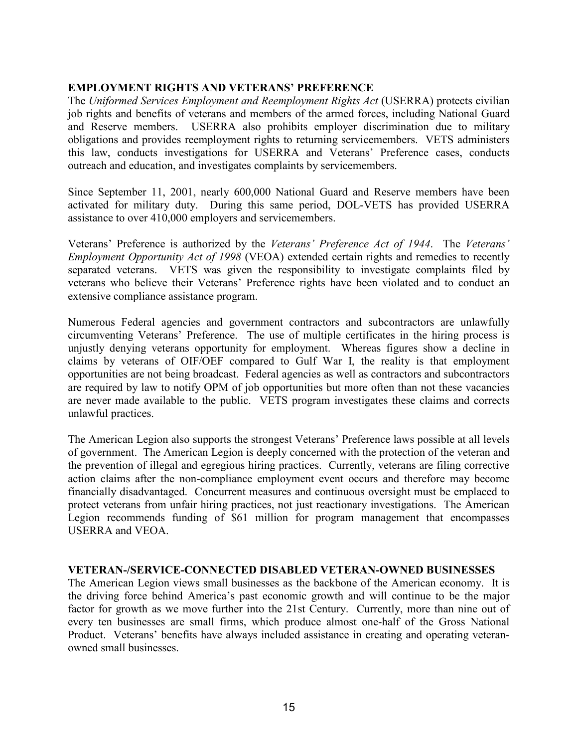**EMPLOYMENT RIGHTS AND VETERANS' PREFERENCE**

The *Uniformed Services Employment and Reemployment Rights Act* (USERRA) protects civilian job rights and benefits of veterans and members of the armed forces, including National Guard and Reserve members. USERRA also prohibits employer discrimination due to military obligations and provides reemployment rights to returning servicemembers. VETS administers this law, conducts investigations for USERRA and Veterans' Preference cases, conducts outreach and education, and investigates complaints by servicemembers.

Since September 11, 2001, nearly 600,000 National Guard and Reserve members have been activated for military duty. During this same period, DOL-VETS has provided USERRA assistance to over 410,000 employers and servicemembers.

Veterans' Preference is authorized by the *Veterans' Preference Act of 1944*. The *Veterans' Employment Opportunity Act of 1998* (VEOA) extended certain rights and remedies to recently separated veterans. VETS was given the responsibility to investigate complaints filed by veterans who believe their Veterans' Preference rights have been violated and to conduct an extensive compliance assistance program.

Numerous Federal agencies and government contractors and subcontractors are unlawfully circumventing Veterans' Preference. The use of multiple certificates in the hiring process is unjustly denying veterans opportunity for employment. Whereas figures show a decline in claims by veterans of OIF/OEF compared to Gulf War I, the reality is that employment opportunities are not being broadcast. Federal agencies as well as contractors and subcontractors are required by law to notify OPM of job opportunities but more often than not these vacancies are never made available to the public. VETS program investigates these claims and corrects unlawful practices.

The American Legion also supports the strongest Veterans' Preference laws possible at all levels of government. The American Legion is deeply concerned with the protection of the veteran and the prevention of illegal and egregious hiring practices. Currently, veterans are filing corrective action claims after the non-compliance employment event occurs and therefore may become financially disadvantaged. Concurrent measures and continuous oversight must be emplaced to protect veterans from unfair hiring practices, not just reactionary investigations. The American Legion recommends funding of $61 million for program management that encompasses USERRA and VEOA.

**VETERAN-/SERVICE-CONNECTED DISABLED VETERAN-OWNED BUSINESSES**

The American Legion views small businesses as the backbone of the American economy. It is the driving force behind America's past economic growth and will continue to be the major factor for growth as we move further into the 21st Century. Currently, more than nine out of every ten businesses are small firms, which produce almost one-half of the Gross National Product. Veterans' benefits have always included assistance in creating and operating veteran-owned small businesses.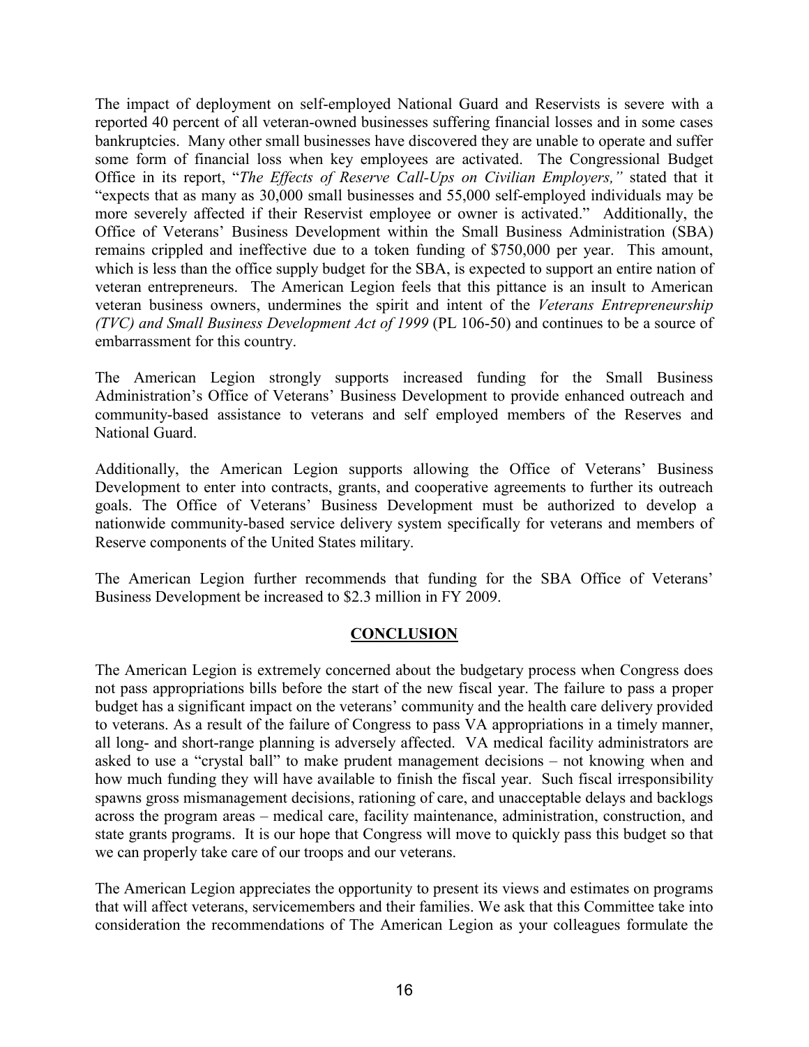The impact of deployment on self-employed National Guard and Reservists is severe with a reported 40 percent of all veteran-owned businesses suffering financial losses and in some cases bankruptcies. Many other small businesses have discovered they are unable to operate and suffer some form of financial loss when key employees are activated. The Congressional Budget Office in its report, "*The Effects of Reserve Call-Ups on Civilian Employers,"* stated that it "expects that as many as 30,000 small businesses and 55,000 self-employed individuals may be more severely affected if their Reservist employee or owner is activated." Additionally, the Office of Veterans' Business Development within the Small Business Administration (SBA) remains crippled and ineffective due to a token funding of $750,000 per year. This amount, which is less than the office supply budget for the SBA, is expected to support an entire nation of veteran entrepreneurs. The American Legion feels that this pittance is an insult to American veteran business owners, undermines the spirit and intent of the *Veterans Entrepreneurship (TVC) and Small Business Development Act of 1999* (PL 106-50) and continues to be a source of embarrassment for this country.

The American Legion strongly supports increased funding for the Small Business Administration's Office of Veterans' Business Development to provide enhanced outreach and community-based assistance to veterans and self employed members of the Reserves and National Guard.

Additionally, the American Legion supports allowing the Office of Veterans' Business Development to enter into contracts, grants, and cooperative agreements to further its outreach goals. The Office of Veterans' Business Development must be authorized to develop a nationwide community-based service delivery system specifically for veterans and members of Reserve components of the United States military.

The American Legion further recommends that funding for the SBA Office of Veterans' Business Development be increased to $2.3 million in FY 2009.

## CONCLUSION

The American Legion is extremely concerned about the budgetary process when Congress does not pass appropriations bills before the start of the new fiscal year. The failure to pass a proper budget has a significant impact on the veterans' community and the health care delivery provided to veterans. As a result of the failure of Congress to pass VA appropriations in a timely manner, all long- and short-range planning is adversely affected. VA medical facility administrators are asked to use a "crystal ball" to make prudent management decisions – not knowing when and how much funding they will have available to finish the fiscal year. Such fiscal irresponsibility spawns gross mismanagement decisions, rationing of care, and unacceptable delays and backlogs across the program areas – medical care, facility maintenance, administration, construction, and state grants programs. It is our hope that Congress will move to quickly pass this budget so that we can properly take care of our troops and our veterans.

The American Legion appreciates the opportunity to present its views and estimates on programs that will affect veterans, servicemembers and their families. We ask that this Committee take into consideration the recommendations of The American Legion as your colleagues formulate the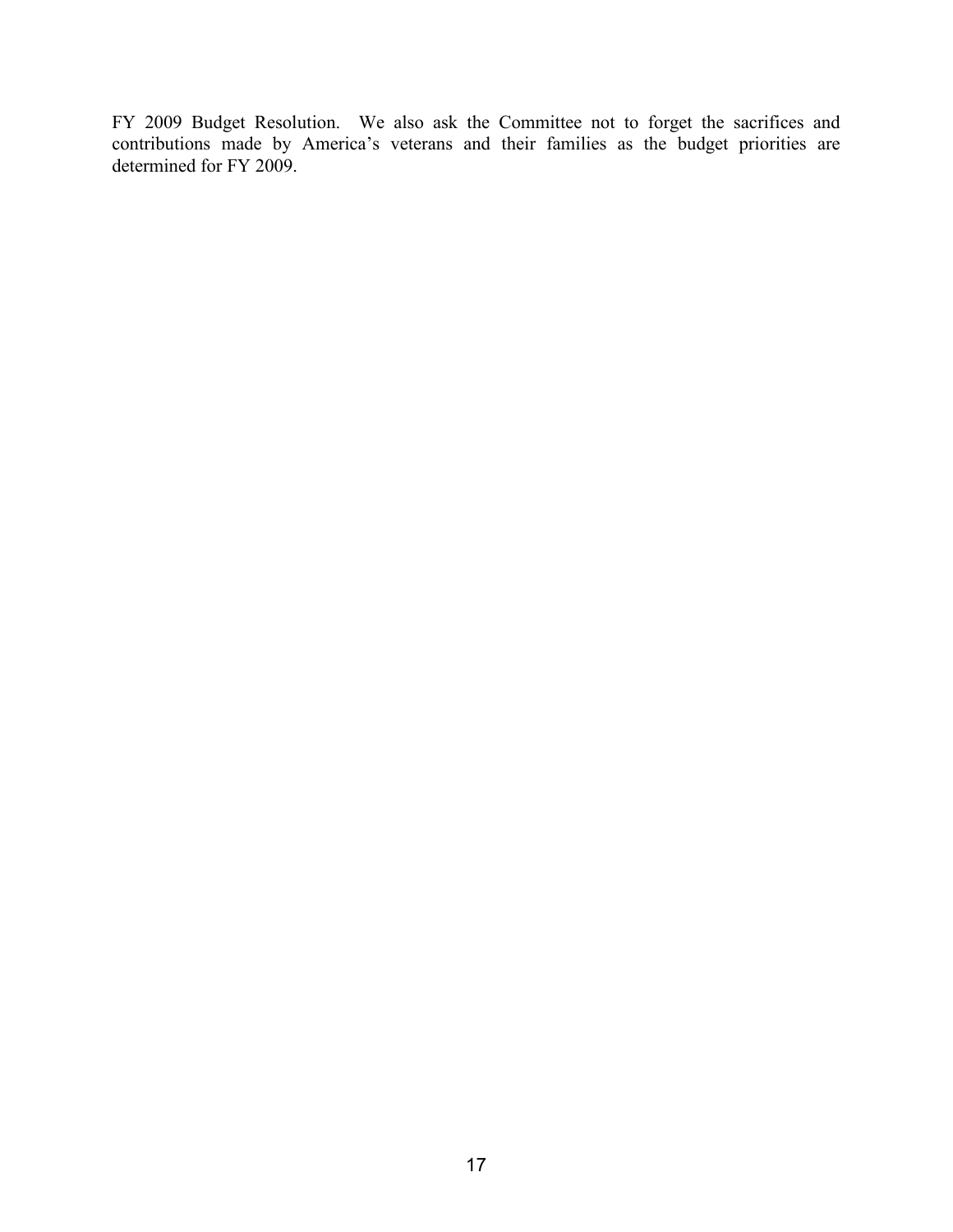FY 2009 Budget Resolution. We also ask the Committee not to forget the sacrifices and contributions made by America's veterans and their families as the budget priorities are determined for FY 2009.